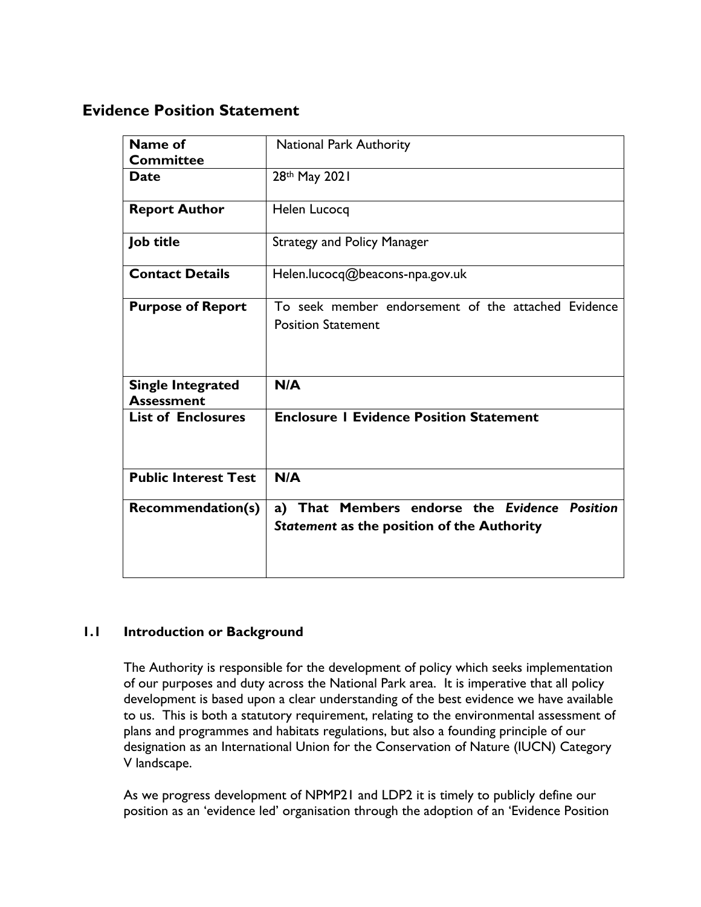# Evidence Position Statement

| | |
|---|---|
| **Name of Committee** | National Park Authority |
| **Date** | 28th May 2021 |
| **Report Author** | Helen Lucocq |
| **Job title** | Strategy and Policy Manager |
| **Contact Details** | Helen.lucocq@beacons-npa.gov.uk |
| **Purpose of Report** | To seek member endorsement of the attached Evidence Position Statement |
| **Single Integrated Assessment** | **N/A** |
| **List of Enclosures** | **Enclosure 1 Evidence Position Statement** |
| **Public Interest Test** | **N/A** |
| **Recommendation(s)** | **a) That Members endorse the *Evidence Position Statement* as the position of the Authority** |

## 1.1 Introduction or Background

The Authority is responsible for the development of policy which seeks implementation of our purposes and duty across the National Park area. It is imperative that all policy development is based upon a clear understanding of the best evidence we have available to us. This is both a statutory requirement, relating to the environmental assessment of plans and programmes and habitats regulations, but also a founding principle of our designation as an International Union for the Conservation of Nature (IUCN) Category V landscape.

As we progress development of NPMP21 and LDP2 it is timely to publicly define our position as an 'evidence led' organisation through the adoption of an 'Evidence Position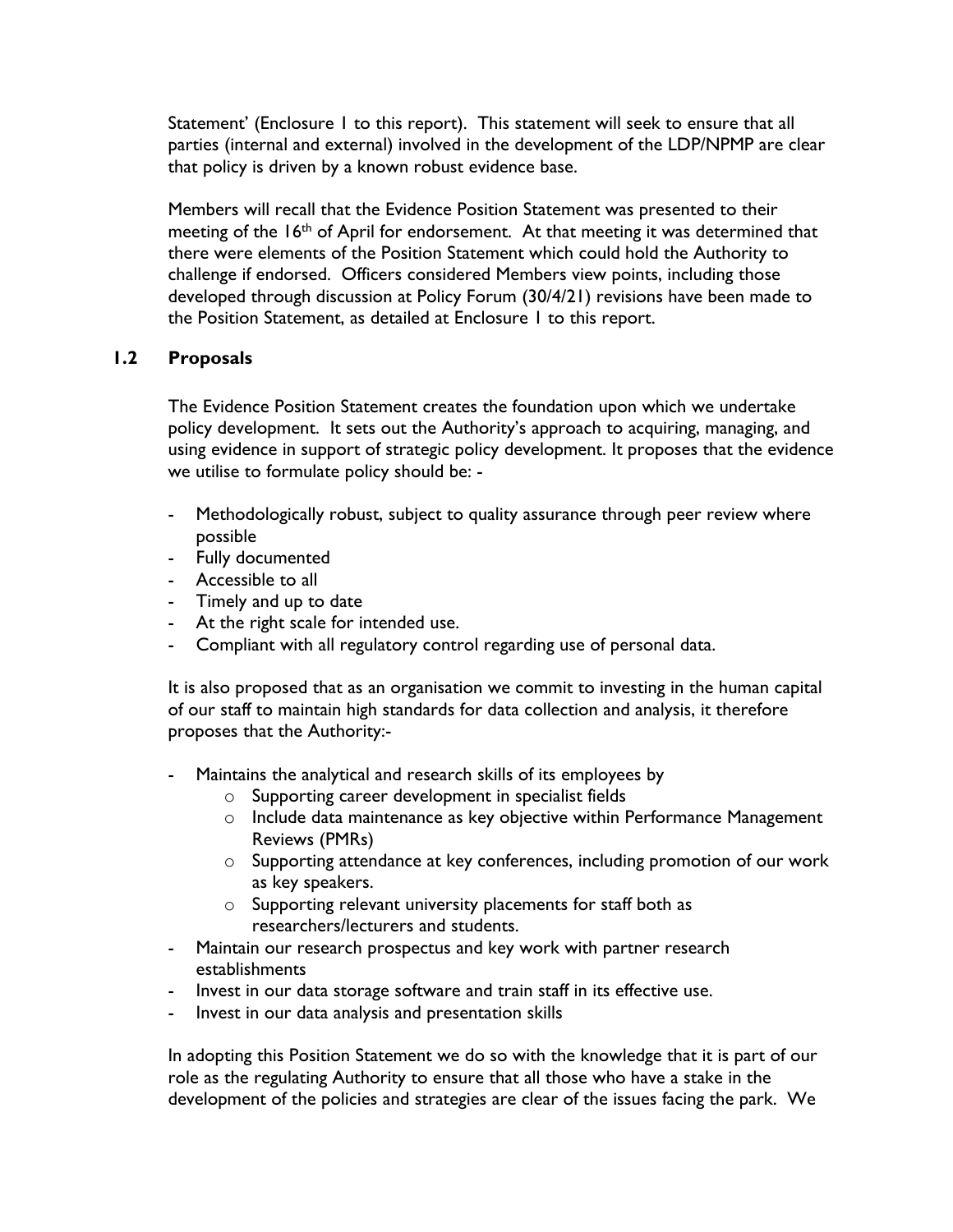Statement' (Enclosure 1 to this report). This statement will seek to ensure that all parties (internal and external) involved in the development of the LDP/NPMP are clear that policy is driven by a known robust evidence base.

Members will recall that the Evidence Position Statement was presented to their meeting of the 16th of April for endorsement. At that meeting it was determined that there were elements of the Position Statement which could hold the Authority to challenge if endorsed. Officers considered Members view points, including those developed through discussion at Policy Forum (30/4/21) revisions have been made to the Position Statement, as detailed at Enclosure 1 to this report.

## 1.2 Proposals

The Evidence Position Statement creates the foundation upon which we undertake policy development. It sets out the Authority's approach to acquiring, managing, and using evidence in support of strategic policy development. It proposes that the evidence we utilise to formulate policy should be: -

- Methodologically robust, subject to quality assurance through peer review where possible
- Fully documented
- Accessible to all
- Timely and up to date
- At the right scale for intended use.
- Compliant with all regulatory control regarding use of personal data.

It is also proposed that as an organisation we commit to investing in the human capital of our staff to maintain high standards for data collection and analysis, it therefore proposes that the Authority:-

- Maintains the analytical and research skills of its employees by
    - Supporting career development in specialist fields
    - Include data maintenance as key objective within Performance Management Reviews (PMRs)
    - Supporting attendance at key conferences, including promotion of our work as key speakers.
    - Supporting relevant university placements for staff both as researchers/lecturers and students.
- Maintain our research prospectus and key work with partner research establishments
- Invest in our data storage software and train staff in its effective use.
- Invest in our data analysis and presentation skills

In adopting this Position Statement we do so with the knowledge that it is part of our role as the regulating Authority to ensure that all those who have a stake in the development of the policies and strategies are clear of the issues facing the park. We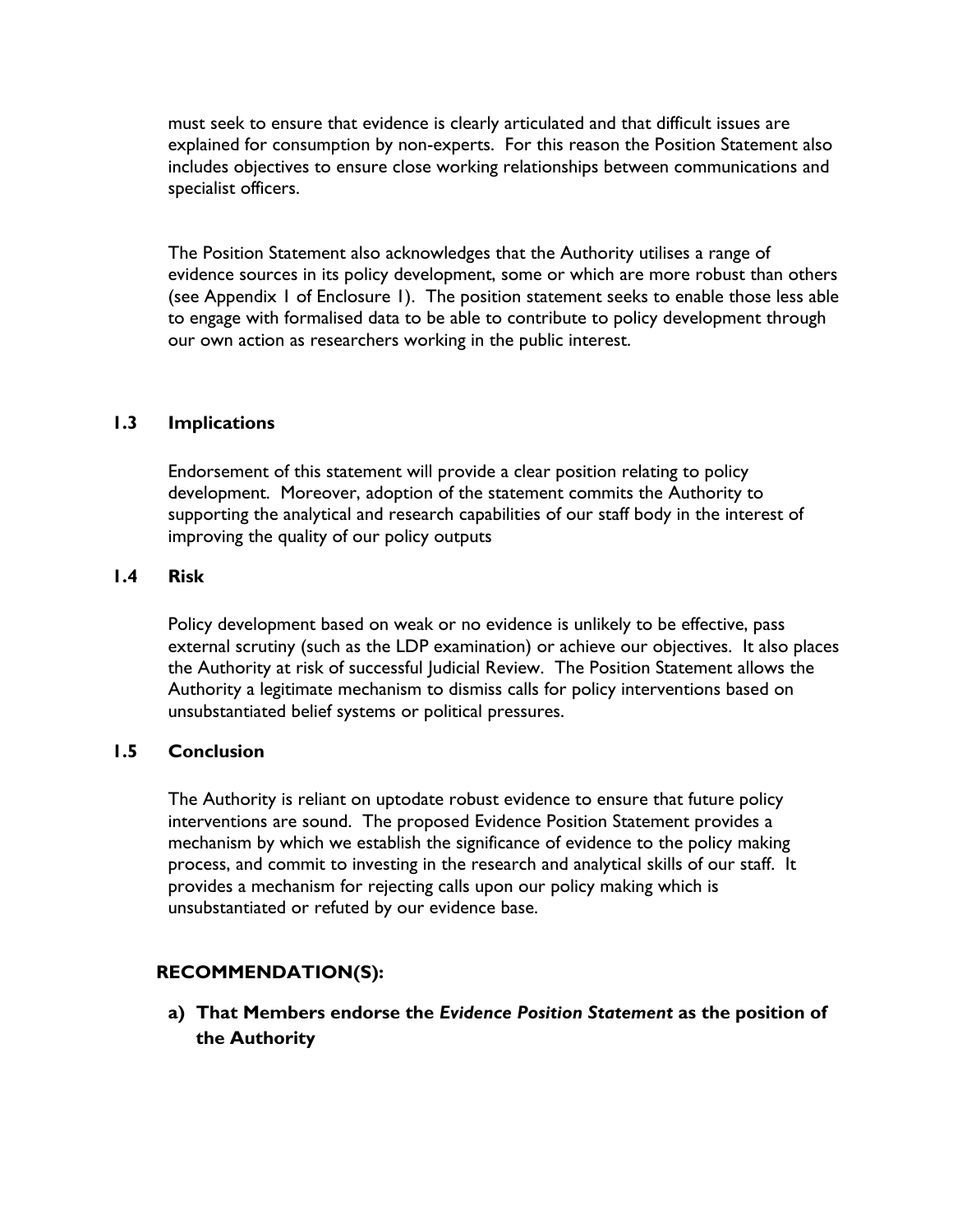must seek to ensure that evidence is clearly articulated and that difficult issues are explained for consumption by non-experts. For this reason the Position Statement also includes objectives to ensure close working relationships between communications and specialist officers.

The Position Statement also acknowledges that the Authority utilises a range of evidence sources in its policy development, some or which are more robust than others (see Appendix 1 of Enclosure 1). The position statement seeks to enable those less able to engage with formalised data to be able to contribute to policy development through our own action as researchers working in the public interest.

### 1.3 Implications

Endorsement of this statement will provide a clear position relating to policy development. Moreover, adoption of the statement commits the Authority to supporting the analytical and research capabilities of our staff body in the interest of improving the quality of our policy outputs

### 1.4 Risk

Policy development based on weak or no evidence is unlikely to be effective, pass external scrutiny (such as the LDP examination) or achieve our objectives. It also places the Authority at risk of successful Judicial Review. The Position Statement allows the Authority a legitimate mechanism to dismiss calls for policy interventions based on unsubstantiated belief systems or political pressures.

### 1.5 Conclusion

The Authority is reliant on uptodate robust evidence to ensure that future policy interventions are sound. The proposed Evidence Position Statement provides a mechanism by which we establish the significance of evidence to the policy making process, and commit to investing in the research and analytical skills of our staff. It provides a mechanism for rejecting calls upon our policy making which is unsubstantiated or refuted by our evidence base.

## RECOMMENDATION(S):

**a) That Members endorse the *Evidence Position Statement* as the position of the Authority**